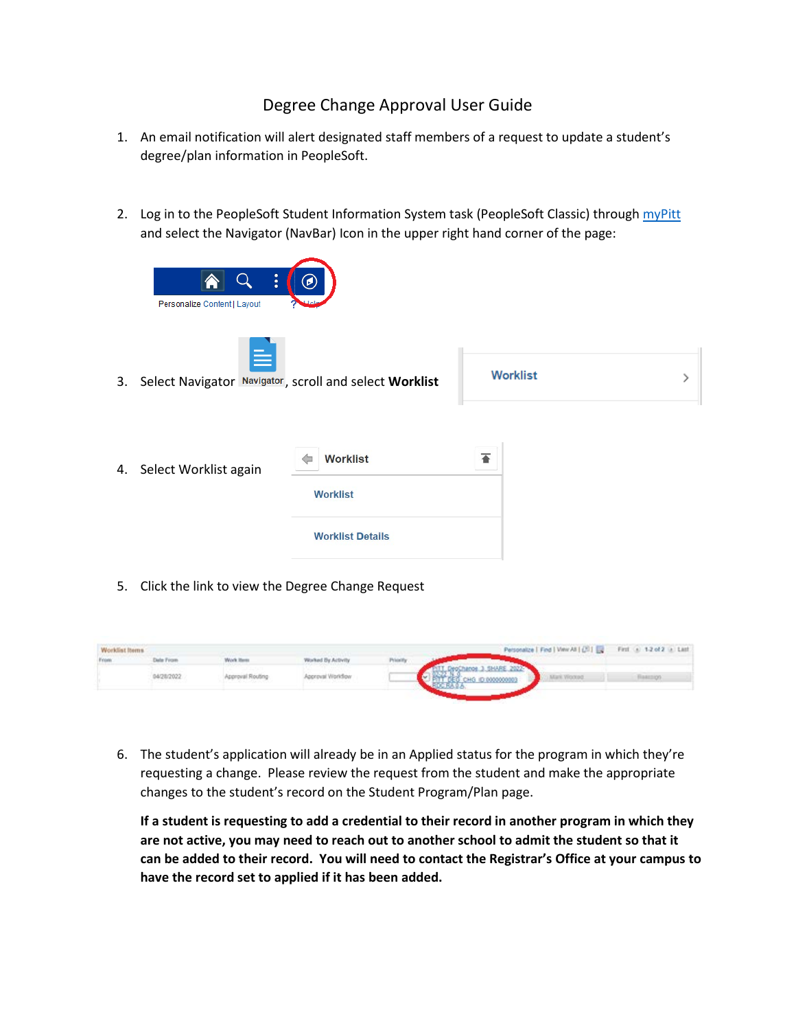# Degree Change Approval User Guide

1. An email notification will alert designated staff members of a request to update a student's degree/plan information in PeopleSoft.

2. Log in to the PeopleSoft Student Information System task (PeopleSoft Classic) through myPitt and select the Navigator (NavBar) Icon in the upper right hand corner of the page:

3. Select Navigator, scroll and select **Worklist**

4. Select Worklist again

5. Click the link to view the Degree Change Request

6. The student's application will already be in an Applied status for the program in which they're requesting a change. Please review the request from the student and make the appropriate changes to the student's record on the Student Program/Plan page.

   **If a student is requesting to add a credential to their record in another program in which they are not active, you may need to reach out to another school to admit the student so that it can be added to their record. You will need to contact the Registrar's Office at your campus to have the record set to applied if it has been added.**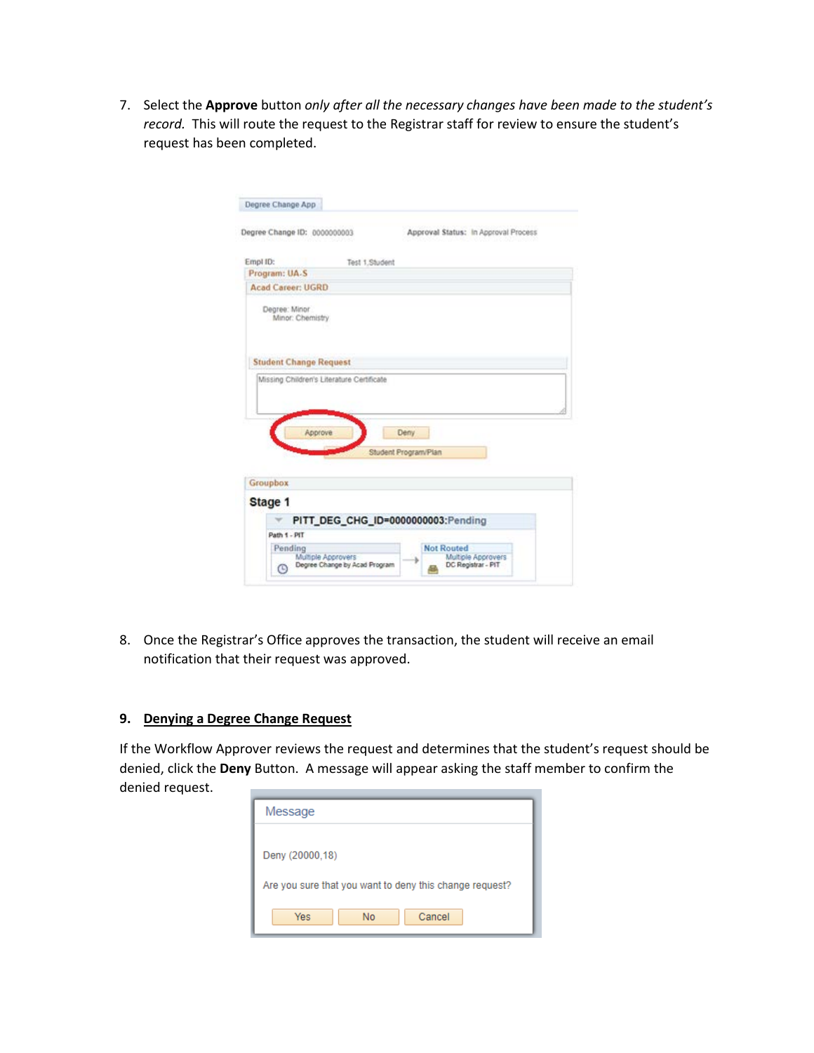7. Select the **Approve** button *only after all the necessary changes have been made to the student's record.* This will route the request to the Registrar staff for review to ensure the student's request has been completed.

8. Once the Registrar's Office approves the transaction, the student will receive an email notification that their request was approved.

9. **Denying a Degree Change Request**

If the Workflow Approver reviews the request and determines that the student's request should be denied, click the **Deny** Button. A message will appear asking the staff member to confirm the denied request.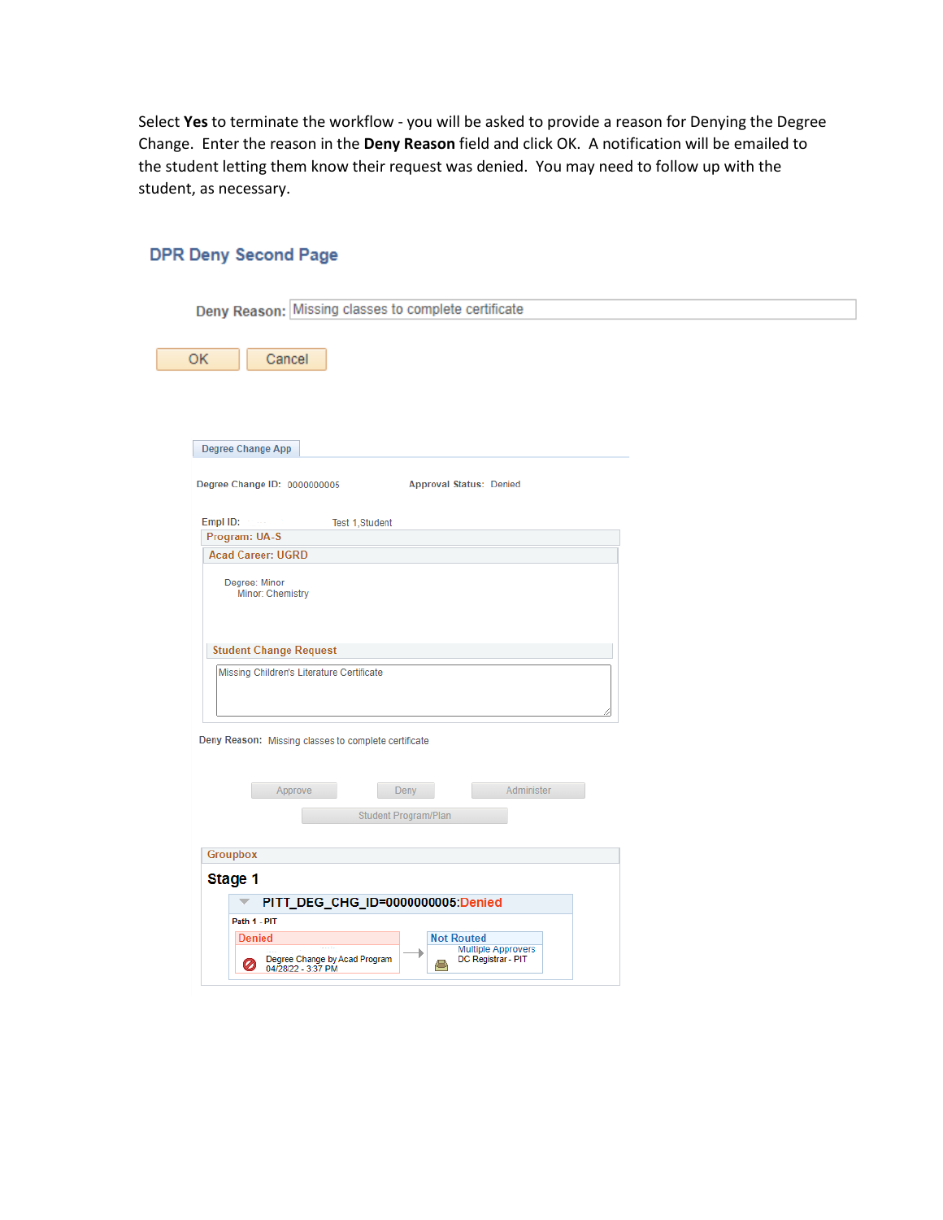Select **Yes** to terminate the workflow - you will be asked to provide a reason for Denying the Degree Change. Enter the reason in the **Deny Reason** field and click OK. A notification will be emailed to the student letting them know their request was denied. You may need to follow up with the student, as necessary.

**DPR Deny Second Page**

Deny Reason: Missing classes to complete certificate

OK Cancel

Degree Change App

Degree Change ID: 0000000005 Approval Status: Denied

Empl ID: Test 1,Student

Program: UA-S

Acad Career: UGRD

Degree: Minor
Minor: Chemistry

Student Change Request

Missing Children's Literature Certificate

Deny Reason: Missing classes to complete certificate

Approve Deny Administer

Student Program/Plan

Groupbox

Stage 1

PITT_DEG_CHG_ID=0000000005:Denied

Path 1 - PIT

Denied
Degree Change by Acad Program
04/28/22 - 3:37 PM

Not Routed
Multiple Approvers
DC Registrar - PIT